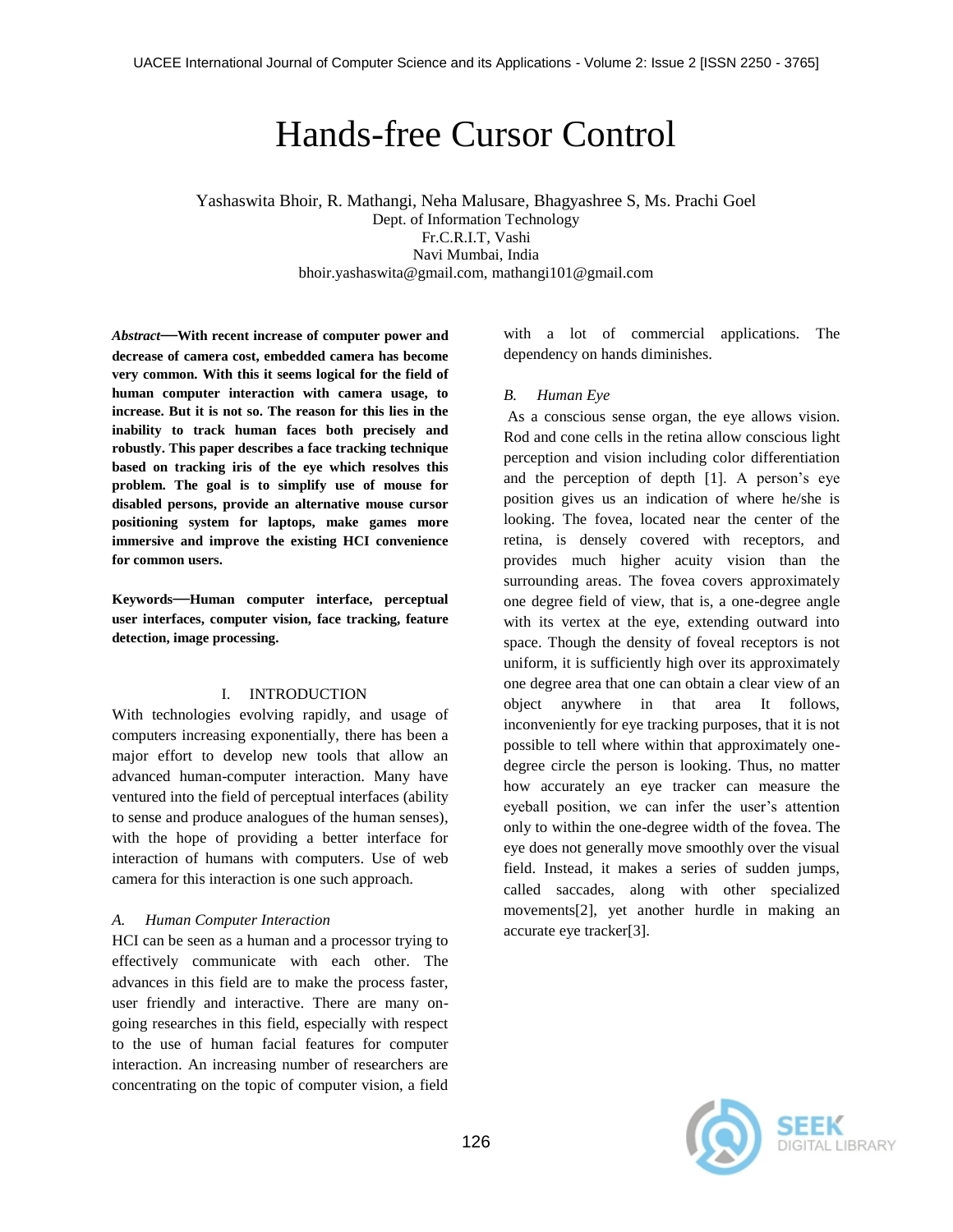# Hands-free Cursor Control

Yashaswita Bhoir, R. Mathangi, Neha Malusare, Bhagyashree S, Ms. Prachi Goel
Dept. of Information Technology
Fr.C.R.I.T, Vashi
Navi Mumbai, India
bhoir.yashaswita@gmail.com, mathangi101@gmail.com

***Abstract*—With recent increase of computer power and decrease of camera cost, embedded camera has become very common. With this it seems logical for the field of human computer interaction with camera usage, to increase. But it is not so. The reason for this lies in the inability to track human faces both precisely and robustly. This paper describes a face tracking technique based on tracking iris of the eye which resolves this problem. The goal is to simplify use of mouse for disabled persons, provide an alternative mouse cursor positioning system for laptops, make games more immersive and improve the existing HCI convenience for common users.**

**Keywords—Human computer interface, perceptual user interfaces, computer vision, face tracking, feature detection, image processing.**

## I. INTRODUCTION

With technologies evolving rapidly, and usage of computers increasing exponentially, there has been a major effort to develop new tools that allow an advanced human-computer interaction. Many have ventured into the field of perceptual interfaces (ability to sense and produce analogues of the human senses), with the hope of providing a better interface for interaction of humans with computers. Use of web camera for this interaction is one such approach.

### *A. Human Computer Interaction*

HCI can be seen as a human and a processor trying to effectively communicate with each other. The advances in this field are to make the process faster, user friendly and interactive. There are many on-going researches in this field, especially with respect to the use of human facial features for computer interaction. An increasing number of researchers are concentrating on the topic of computer vision, a field with a lot of commercial applications. The dependency on hands diminishes.

### *B. Human Eye*

As a conscious sense organ, the eye allows vision. Rod and cone cells in the retina allow conscious light perception and vision including color differentiation and the perception of depth [1]. A person's eye position gives us an indication of where he/she is looking. The fovea, located near the center of the retina, is densely covered with receptors, and provides much higher acuity vision than the surrounding areas. The fovea covers approximately one degree field of view, that is, a one-degree angle with its vertex at the eye, extending outward into space. Though the density of foveal receptors is not uniform, it is sufficiently high over its approximately one degree area that one can obtain a clear view of an object anywhere in that area It follows, inconveniently for eye tracking purposes, that it is not possible to tell where within that approximately one-degree circle the person is looking. Thus, no matter how accurately an eye tracker can measure the eyeball position, we can infer the user's attention only to within the one-degree width of the fovea. The eye does not generally move smoothly over the visual field. Instead, it makes a series of sudden jumps, called saccades, along with other specialized movements[2], yet another hurdle in making an accurate eye tracker[3].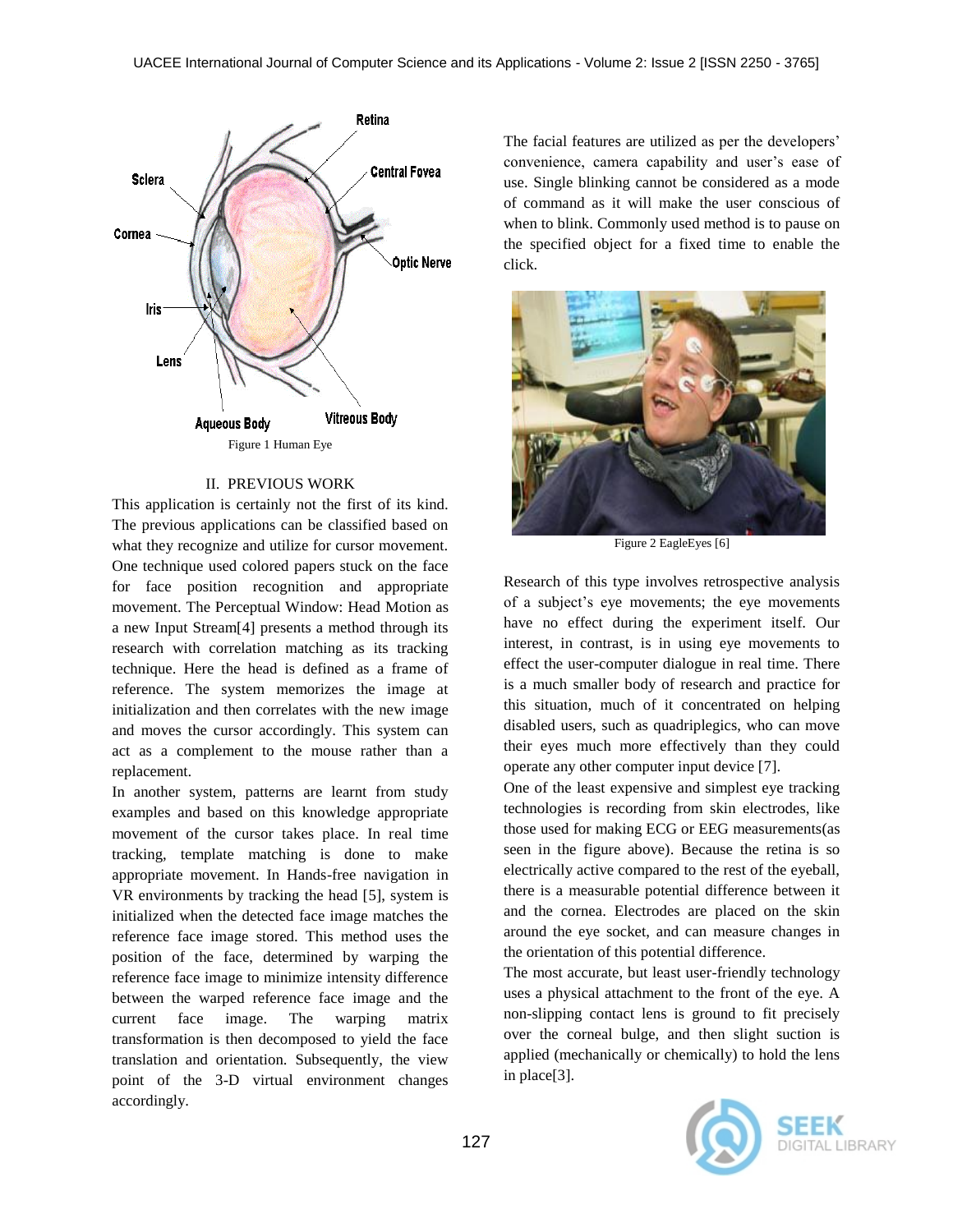Figure 1 Human Eye

## II. PREVIOUS WORK

This application is certainly not the first of its kind. The previous applications can be classified based on what they recognize and utilize for cursor movement. One technique used colored papers stuck on the face for face position recognition and appropriate movement. The Perceptual Window: Head Motion as a new Input Stream[4] presents a method through its research with correlation matching as its tracking technique. Here the head is defined as a frame of reference. The system memorizes the image at initialization and then correlates with the new image and moves the cursor accordingly. This system can act as a complement to the mouse rather than a replacement.

In another system, patterns are learnt from study examples and based on this knowledge appropriate movement of the cursor takes place. In real time tracking, template matching is done to make appropriate movement. In Hands-free navigation in VR environments by tracking the head [5], system is initialized when the detected face image matches the reference face image stored. This method uses the position of the face, determined by warping the reference face image to minimize intensity difference between the warped reference face image and the current face image. The warping matrix transformation is then decomposed to yield the face translation and orientation. Subsequently, the view point of the 3-D virtual environment changes accordingly.

The facial features are utilized as per the developers' convenience, camera capability and user's ease of use. Single blinking cannot be considered as a mode of command as it will make the user conscious of when to blink. Commonly used method is to pause on the specified object for a fixed time to enable the click.

Figure 2 EagleEyes [6]

Research of this type involves retrospective analysis of a subject's eye movements; the eye movements have no effect during the experiment itself. Our interest, in contrast, is in using eye movements to effect the user-computer dialogue in real time. There is a much smaller body of research and practice for this situation, much of it concentrated on helping disabled users, such as quadriplegics, who can move their eyes much more effectively than they could operate any other computer input device [7].

One of the least expensive and simplest eye tracking technologies is recording from skin electrodes, like those used for making ECG or EEG measurements(as seen in the figure above). Because the retina is so electrically active compared to the rest of the eyeball, there is a measurable potential difference between it and the cornea. Electrodes are placed on the skin around the eye socket, and can measure changes in the orientation of this potential difference.

The most accurate, but least user-friendly technology uses a physical attachment to the front of the eye. A non-slipping contact lens is ground to fit precisely over the corneal bulge, and then slight suction is applied (mechanically or chemically) to hold the lens in place[3].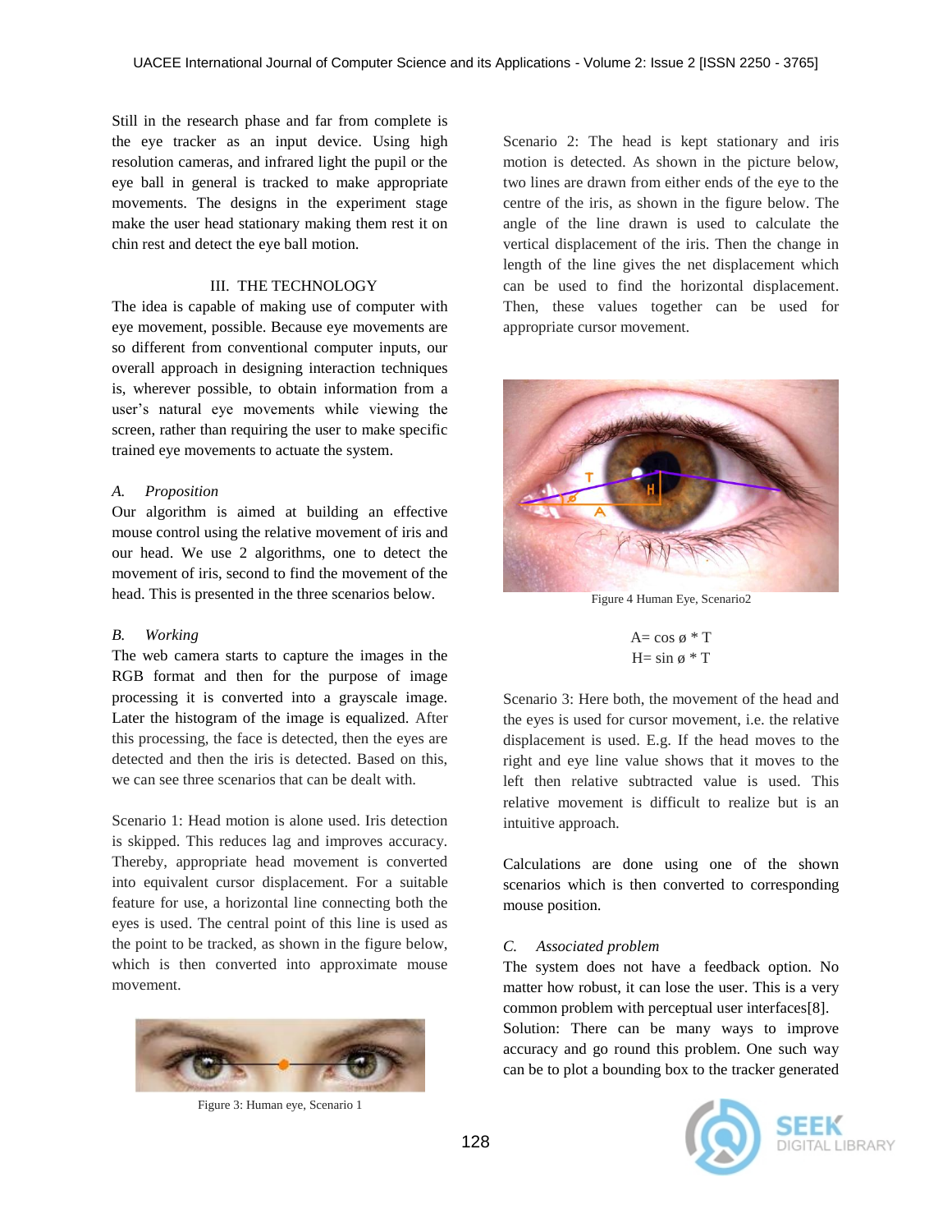Still in the research phase and far from complete is the eye tracker as an input device. Using high resolution cameras, and infrared light the pupil or the eye ball in general is tracked to make appropriate movements. The designs in the experiment stage make the user head stationary making them rest it on chin rest and detect the eye ball motion.

## III. THE TECHNOLOGY

The idea is capable of making use of computer with eye movement, possible. Because eye movements are so different from conventional computer inputs, our overall approach in designing interaction techniques is, wherever possible, to obtain information from a user's natural eye movements while viewing the screen, rather than requiring the user to make specific trained eye movements to actuate the system.

### *A. Proposition*

Our algorithm is aimed at building an effective mouse control using the relative movement of iris and our head. We use 2 algorithms, one to detect the movement of iris, second to find the movement of the head. This is presented in the three scenarios below.

### *B. Working*

The web camera starts to capture the images in the RGB format and then for the purpose of image processing it is converted into a grayscale image. Later the histogram of the image is equalized. After this processing, the face is detected, then the eyes are detected and then the iris is detected. Based on this, we can see three scenarios that can be dealt with.

Scenario 1: Head motion is alone used. Iris detection is skipped. This reduces lag and improves accuracy. Thereby, appropriate head movement is converted into equivalent cursor displacement. For a suitable feature for use, a horizontal line connecting both the eyes is used. The central point of this line is used as the point to be tracked, as shown in the figure below, which is then converted into approximate mouse movement.

Figure 3: Human eye, Scenario 1

Scenario 2: The head is kept stationary and iris motion is detected. As shown in the picture below, two lines are drawn from either ends of the eye to the centre of the iris, as shown in the figure below. The angle of the line drawn is used to calculate the vertical displacement of the iris. Then the change in length of the line gives the net displacement which can be used to find the horizontal displacement. Then, these values together can be used for appropriate cursor movement.

Figure 4 Human Eye, Scenario2

$$A = \cos ø * T$$
$$H = \sin ø * T$$

Scenario 3: Here both, the movement of the head and the eyes is used for cursor movement, i.e. the relative displacement is used. E.g. If the head moves to the right and eye line value shows that it moves to the left then relative subtracted value is used. This relative movement is difficult to realize but is an intuitive approach.

Calculations are done using one of the shown scenarios which is then converted to corresponding mouse position.

### *C. Associated problem*

The system does not have a feedback option. No matter how robust, it can lose the user. This is a very common problem with perceptual user interfaces[8].

Solution: There can be many ways to improve accuracy and go round this problem. One such way can be to plot a bounding box to the tracker generated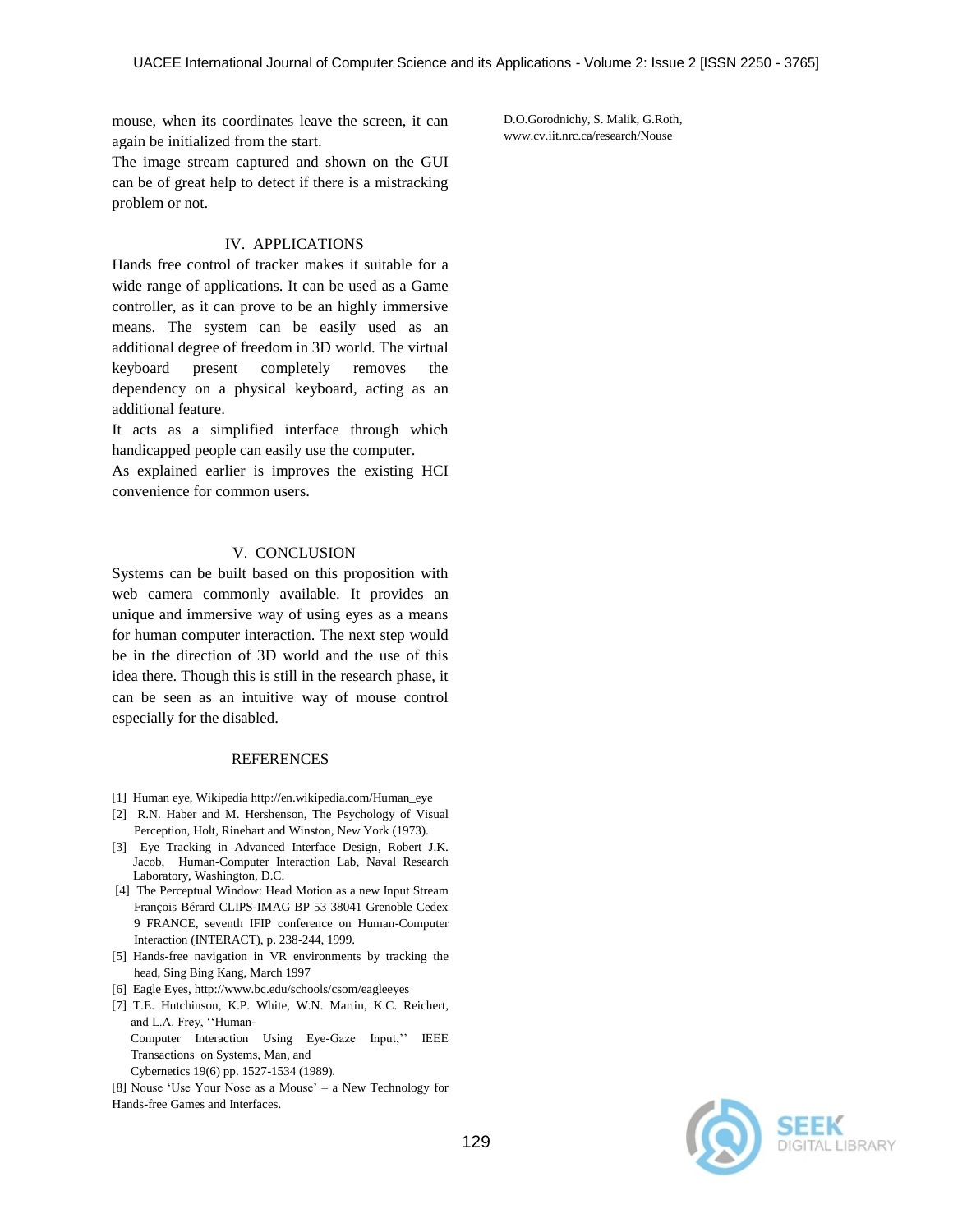mouse, when its coordinates leave the screen, it can again be initialized from the start.

The image stream captured and shown on the GUI can be of great help to detect if there is a mistracking problem or not.

## IV. APPLICATIONS

Hands free control of tracker makes it suitable for a wide range of applications. It can be used as a Game controller, as it can prove to be an highly immersive means. The system can be easily used as an additional degree of freedom in 3D world. The virtual keyboard present completely removes the dependency on a physical keyboard, acting as an additional feature.

It acts as a simplified interface through which handicapped people can easily use the computer.

As explained earlier is improves the existing HCI convenience for common users.

## V. CONCLUSION

Systems can be built based on this proposition with web camera commonly available. It provides an unique and immersive way of using eyes as a means for human computer interaction. The next step would be in the direction of 3D world and the use of this idea there. Though this is still in the research phase, it can be seen as an intuitive way of mouse control especially for the disabled.

## REFERENCES

[1] Human eye, Wikipedia http://en.wikipedia.com/Human_eye

[2] R.N. Haber and M. Hershenson, The Psychology of Visual Perception, Holt, Rinehart and Winston, New York (1973).

[3] Eye Tracking in Advanced Interface Design, Robert J.K. Jacob, Human-Computer Interaction Lab, Naval Research Laboratory, Washington, D.C.

[4] The Perceptual Window: Head Motion as a new Input Stream François Bérard CLIPS-IMAG BP 53 38041 Grenoble Cedex 9 FRANCE, seventh IFIP conference on Human-Computer Interaction (INTERACT), p. 238-244, 1999.

[5] Hands-free navigation in VR environments by tracking the head, Sing Bing Kang, March 1997

[6] Eagle Eyes, http://www.bc.edu/schools/csom/eagleeyes

[7] T.E. Hutchinson, K.P. White, W.N. Martin, K.C. Reichert, and L.A. Frey, ''Human-Computer Interaction Using Eye-Gaze Input,'' IEEE Transactions on Systems, Man, and Cybernetics 19(6) pp. 1527-1534 (1989).

[8] Nouse 'Use Your Nose as a Mouse' – a New Technology for Hands-free Games and Interfaces. D.O.Gorodnichy, S. Malik, G.Roth, www.cv.iit.nrc.ca/research/Nouse